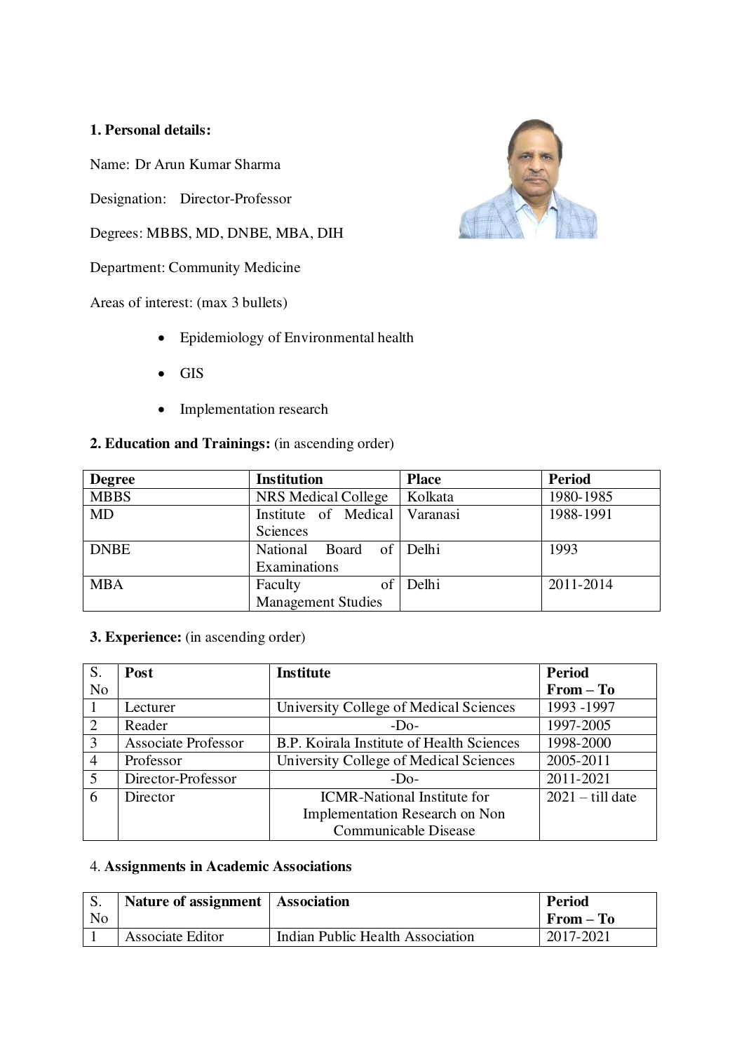## 1. Personal details:

Name: Dr Arun Kumar Sharma

Designation: Director-Professor

Degrees: MBBS, MD, DNBE, MBA, DIH

Department: Community Medicine

Areas of interest: (max 3 bullets)

- Epidemiology of Environmental health
- GIS
- Implementation research

## 2. Education and Trainings: (in ascending order)

| Degree | Institution | Place | Period |
|---|---|---|---|
| MBBS | NRS Medical College | Kolkata | 1980-1985 |
| MD | Institute of Medical Sciences | Varanasi | 1988-1991 |
| DNBE | National Board of Examinations | Delhi | 1993 |
| MBA | Faculty of Management Studies | Delhi | 2011-2014 |

## 3. Experience: (in ascending order)

| S. No | Post | Institute | Period From – To |
|---|---|---|---|
| 1 | Lecturer | University College of Medical Sciences | 1993 -1997 |
| 2 | Reader | -Do- | 1997-2005 |
| 3 | Associate Professor | B.P. Koirala Institute of Health Sciences | 1998-2000 |
| 4 | Professor | University College of Medical Sciences | 2005-2011 |
| 5 | Director-Professor | -Do- | 2011-2021 |
| 6 | Director | ICMR-National Institute for Implementation Research on Non Communicable Disease | 2021 – till date |

## 4. Assignments in Academic Associations

| S. No | Nature of assignment | Association | Period From – To |
|---|---|---|---|
| 1 | Associate Editor | Indian Public Health Association | 2017-2021 |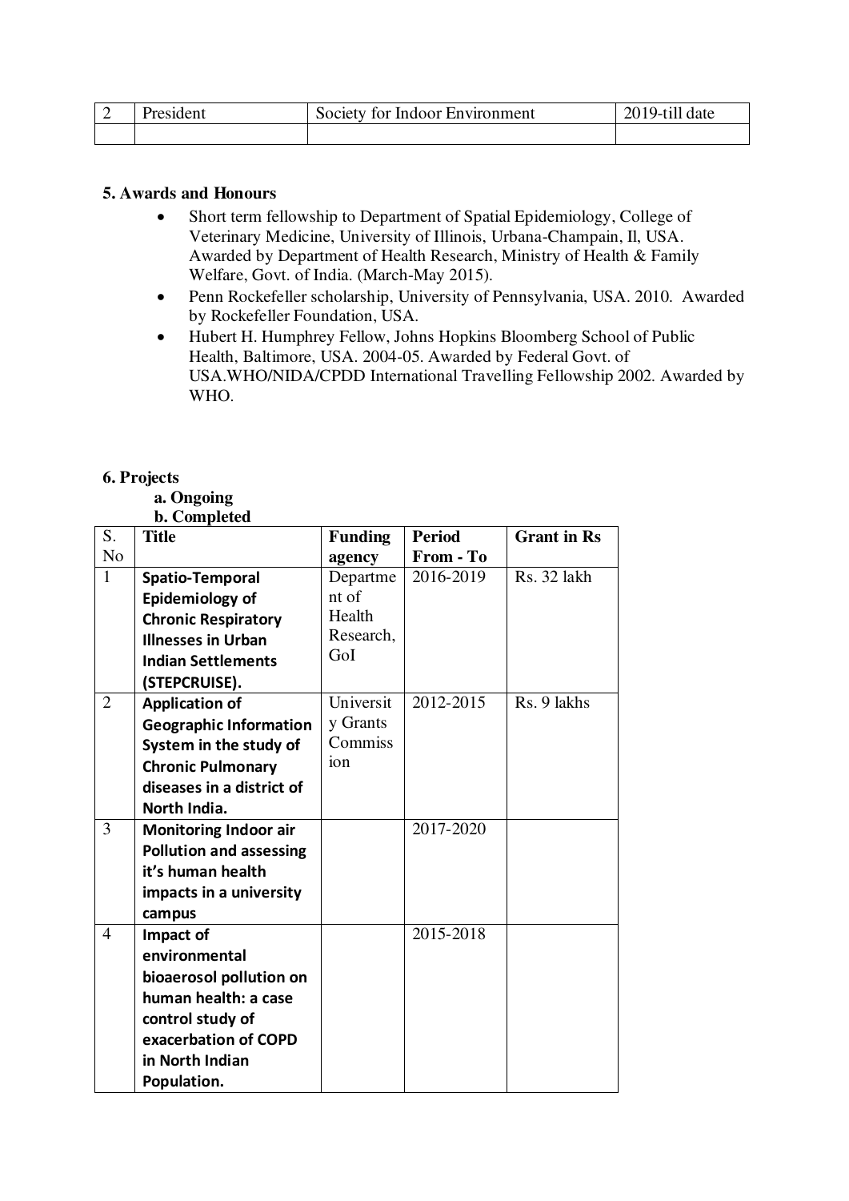| 2 | President | Society for Indoor Environment | 2019-till date |
|---|---|---|---|
| | | | |

**5. Awards and Honours**

- Short term fellowship to Department of Spatial Epidemiology, College of Veterinary Medicine, University of Illinois, Urbana-Champain, Il, USA. Awarded by Department of Health Research, Ministry of Health & Family Welfare, Govt. of India. (March-May 2015).
- Penn Rockefeller scholarship, University of Pennsylvania, USA. 2010. Awarded by Rockefeller Foundation, USA.
- Hubert H. Humphrey Fellow, Johns Hopkins Bloomberg School of Public Health, Baltimore, USA. 2004-05. Awarded by Federal Govt. of USA.WHO/NIDA/CPDD International Travelling Fellowship 2002. Awarded by WHO.

**6. Projects**

**a. Ongoing**

**b. Completed**

| S. No | Title | Funding agency | Period From - To | Grant in Rs |
|---|---|---|---|---|
| 1 | **Spatio-Temporal Epidemiology of Chronic Respiratory Illnesses in Urban Indian Settlements (STEPCRUISE).** | Department of Health Research, GoI | 2016-2019 | Rs. 32 lakh |
| 2 | **Application of Geographic Information System in the study of Chronic Pulmonary diseases in a district of North India.** | University Grants Commission | 2012-2015 | Rs. 9 lakhs |
| 3 | **Monitoring Indoor air Pollution and assessing it's human health impacts in a university campus** | | 2017-2020 | |
| 4 | **Impact of environmental bioaerosol pollution on human health: a case control study of exacerbation of COPD in North Indian Population.** | | 2015-2018 | |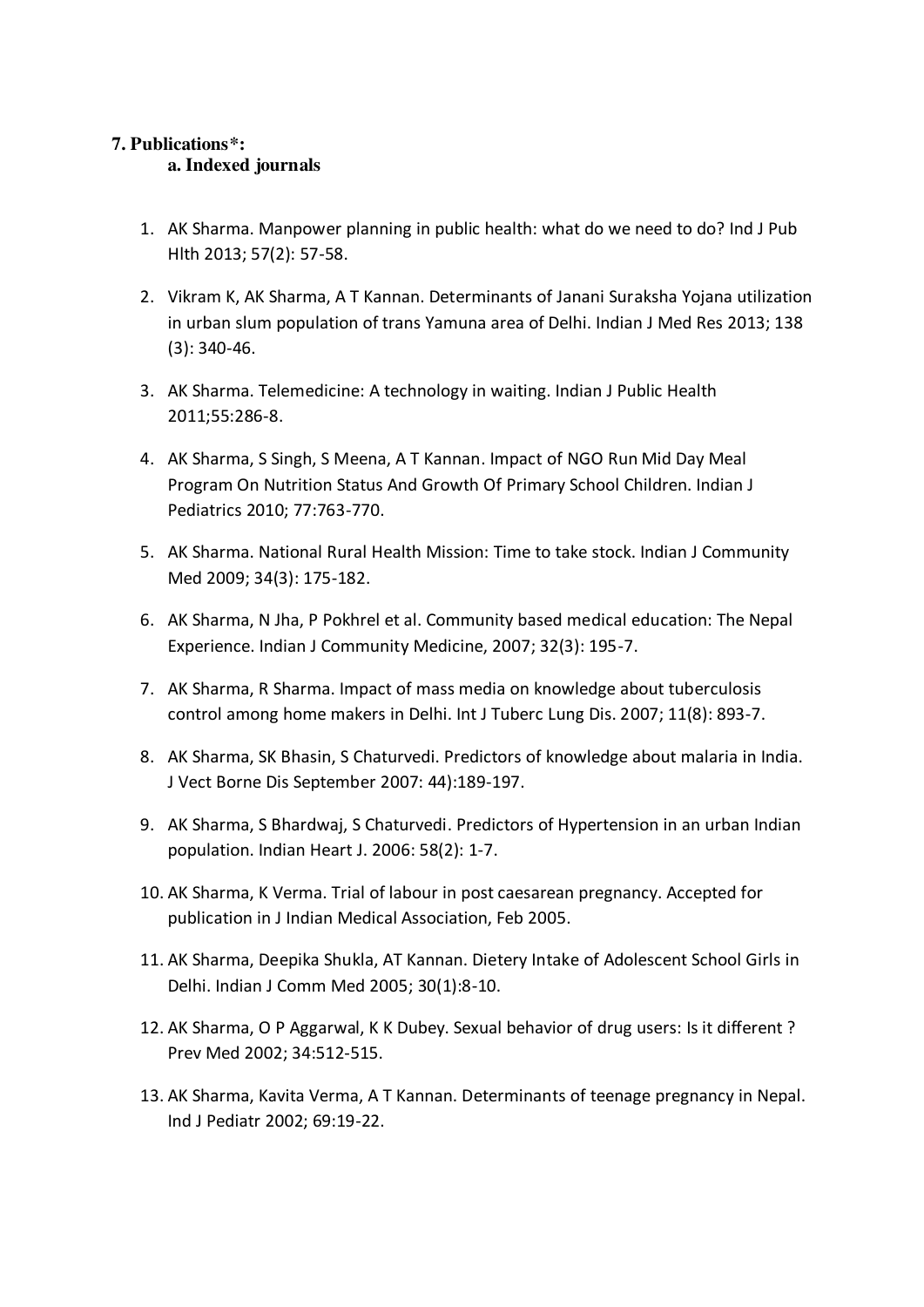## 7. Publications*:

### a. Indexed journals

1. AK Sharma. Manpower planning in public health: what do we need to do? Ind J Pub Hlth 2013; 57(2): 57-58.
2. Vikram K, AK Sharma, A T Kannan. Determinants of Janani Suraksha Yojana utilization in urban slum population of trans Yamuna area of Delhi. Indian J Med Res 2013; 138 (3): 340-46.
3. AK Sharma. Telemedicine: A technology in waiting. Indian J Public Health 2011;55:286-8.
4. AK Sharma, S Singh, S Meena, A T Kannan. Impact of NGO Run Mid Day Meal Program On Nutrition Status And Growth Of Primary School Children. Indian J Pediatrics 2010; 77:763-770.
5. AK Sharma. National Rural Health Mission: Time to take stock. Indian J Community Med 2009; 34(3): 175-182.
6. AK Sharma, N Jha, P Pokhrel et al. Community based medical education: The Nepal Experience. Indian J Community Medicine, 2007; 32(3): 195-7.
7. AK Sharma, R Sharma. Impact of mass media on knowledge about tuberculosis control among home makers in Delhi. Int J Tuberc Lung Dis. 2007; 11(8): 893-7.
8. AK Sharma, SK Bhasin, S Chaturvedi. Predictors of knowledge about malaria in India. J Vect Borne Dis September 2007: 44):189-197.
9. AK Sharma, S Bhardwaj, S Chaturvedi. Predictors of Hypertension in an urban Indian population. Indian Heart J. 2006: 58(2): 1-7.
10. AK Sharma, K Verma. Trial of labour in post caesarean pregnancy. Accepted for publication in J Indian Medical Association, Feb 2005.
11. AK Sharma, Deepika Shukla, AT Kannan. Dietery Intake of Adolescent School Girls in Delhi. Indian J Comm Med 2005; 30(1):8-10.
12. AK Sharma, O P Aggarwal, K K Dubey. Sexual behavior of drug users: Is it different ? Prev Med 2002; 34:512-515.
13. AK Sharma, Kavita Verma, A T Kannan. Determinants of teenage pregnancy in Nepal. Ind J Pediatr 2002; 69:19-22.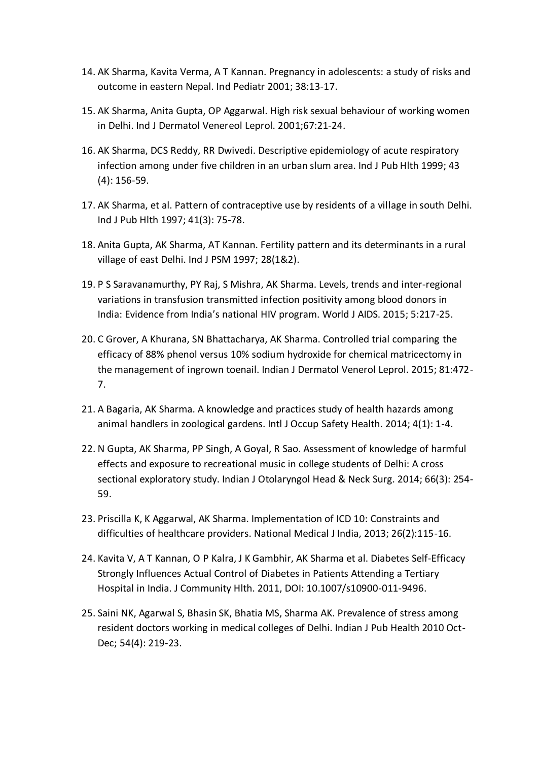14. AK Sharma, Kavita Verma, A T Kannan. Pregnancy in adolescents: a study of risks and outcome in eastern Nepal. Ind Pediatr 2001; 38:13-17.
15. AK Sharma, Anita Gupta, OP Aggarwal. High risk sexual behaviour of working women in Delhi. Ind J Dermatol Venereol Leprol. 2001;67:21-24.
16. AK Sharma, DCS Reddy, RR Dwivedi. Descriptive epidemiology of acute respiratory infection among under five children in an urban slum area. Ind J Pub Hlth 1999; 43 (4): 156-59.
17. AK Sharma, et al. Pattern of contraceptive use by residents of a village in south Delhi. Ind J Pub Hlth 1997; 41(3): 75-78.
18. Anita Gupta, AK Sharma, AT Kannan. Fertility pattern and its determinants in a rural village of east Delhi. Ind J PSM 1997; 28(1&2).
19. P S Saravanamurthy, PY Raj, S Mishra, AK Sharma. Levels, trends and inter-regional variations in transfusion transmitted infection positivity among blood donors in India: Evidence from India's national HIV program. World J AIDS. 2015; 5:217-25.
20. C Grover, A Khurana, SN Bhattacharya, AK Sharma. Controlled trial comparing the efficacy of 88% phenol versus 10% sodium hydroxide for chemical matricectomy in the management of ingrown toenail. Indian J Dermatol Venerol Leprol. 2015; 81:472-7.
21. A Bagaria, AK Sharma. A knowledge and practices study of health hazards among animal handlers in zoological gardens. Intl J Occup Safety Health. 2014; 4(1): 1-4.
22. N Gupta, AK Sharma, PP Singh, A Goyal, R Sao. Assessment of knowledge of harmful effects and exposure to recreational music in college students of Delhi: A cross sectional exploratory study. Indian J Otolaryngol Head & Neck Surg. 2014; 66(3): 254-59.
23. Priscilla K, K Aggarwal, AK Sharma. Implementation of ICD 10: Constraints and difficulties of healthcare providers. National Medical J India, 2013; 26(2):115-16.
24. Kavita V, A T Kannan, O P Kalra, J K Gambhir, AK Sharma et al. Diabetes Self-Efficacy Strongly Influences Actual Control of Diabetes in Patients Attending a Tertiary Hospital in India. J Community Hlth. 2011, DOI: 10.1007/s10900-011-9496.
25. Saini NK, Agarwal S, Bhasin SK, Bhatia MS, Sharma AK. Prevalence of stress among resident doctors working in medical colleges of Delhi. Indian J Pub Health 2010 Oct-Dec; 54(4): 219-23.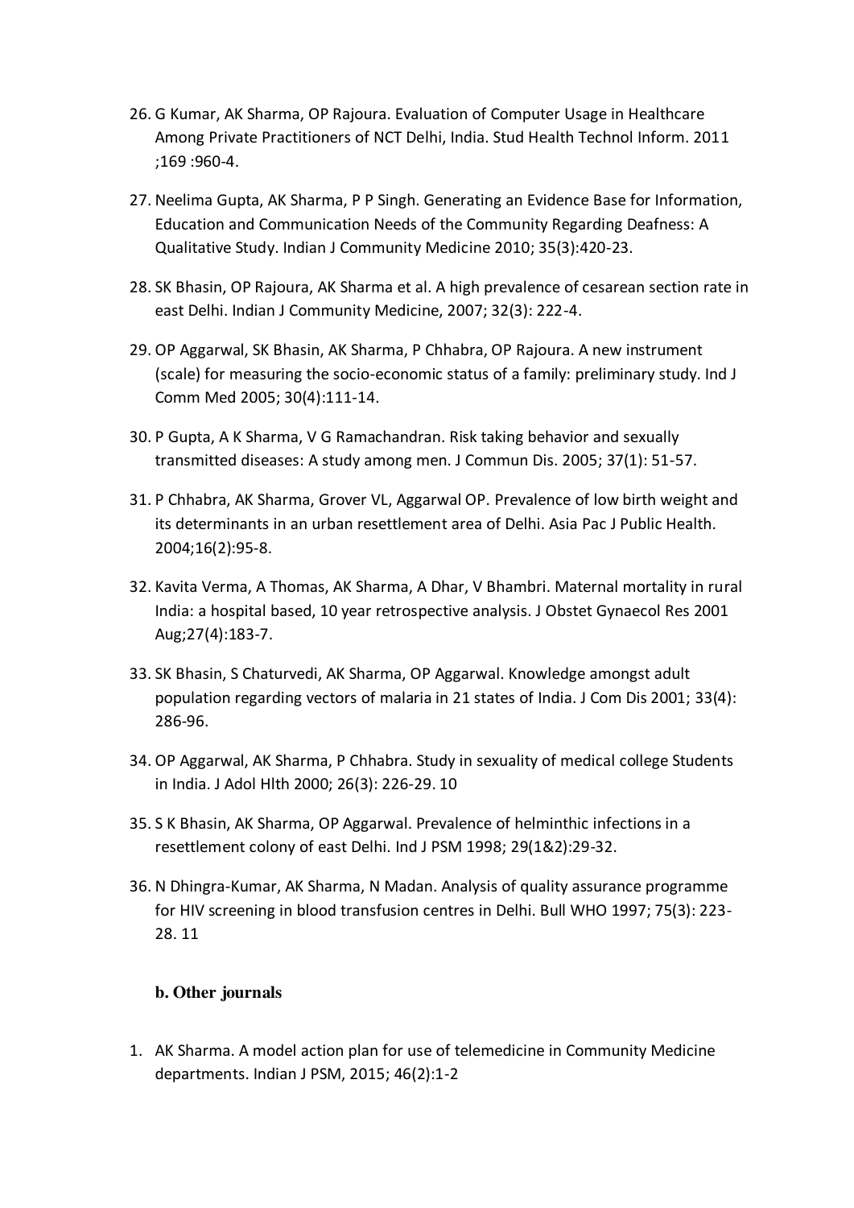26. G Kumar, AK Sharma, OP Rajoura. Evaluation of Computer Usage in Healthcare Among Private Practitioners of NCT Delhi, India. Stud Health Technol Inform. 2011 ;169 :960-4.

27. Neelima Gupta, AK Sharma, P P Singh. Generating an Evidence Base for Information, Education and Communication Needs of the Community Regarding Deafness: A Qualitative Study. Indian J Community Medicine 2010; 35(3):420-23.

28. SK Bhasin, OP Rajoura, AK Sharma et al. A high prevalence of cesarean section rate in east Delhi. Indian J Community Medicine, 2007; 32(3): 222-4.

29. OP Aggarwal, SK Bhasin, AK Sharma, P Chhabra, OP Rajoura. A new instrument (scale) for measuring the socio-economic status of a family: preliminary study. Ind J Comm Med 2005; 30(4):111-14.

30. P Gupta, A K Sharma, V G Ramachandran. Risk taking behavior and sexually transmitted diseases: A study among men. J Commun Dis. 2005; 37(1): 51-57.

31. P Chhabra, AK Sharma, Grover VL, Aggarwal OP. Prevalence of low birth weight and its determinants in an urban resettlement area of Delhi. Asia Pac J Public Health. 2004;16(2):95-8.

32. Kavita Verma, A Thomas, AK Sharma, A Dhar, V Bhambri. Maternal mortality in rural India: a hospital based, 10 year retrospective analysis. J Obstet Gynaecol Res 2001 Aug;27(4):183-7.

33. SK Bhasin, S Chaturvedi, AK Sharma, OP Aggarwal. Knowledge amongst adult population regarding vectors of malaria in 21 states of India. J Com Dis 2001; 33(4): 286-96.

34. OP Aggarwal, AK Sharma, P Chhabra. Study in sexuality of medical college Students in India. J Adol Hlth 2000; 26(3): 226-29. 10

35. S K Bhasin, AK Sharma, OP Aggarwal. Prevalence of helminthic infections in a resettlement colony of east Delhi. Ind J PSM 1998; 29(1&2):29-32.

36. N Dhingra-Kumar, AK Sharma, N Madan. Analysis of quality assurance programme for HIV screening in blood transfusion centres in Delhi. Bull WHO 1997; 75(3): 223-28. 11

**b. Other journals**

1. AK Sharma. A model action plan for use of telemedicine in Community Medicine departments. Indian J PSM, 2015; 46(2):1-2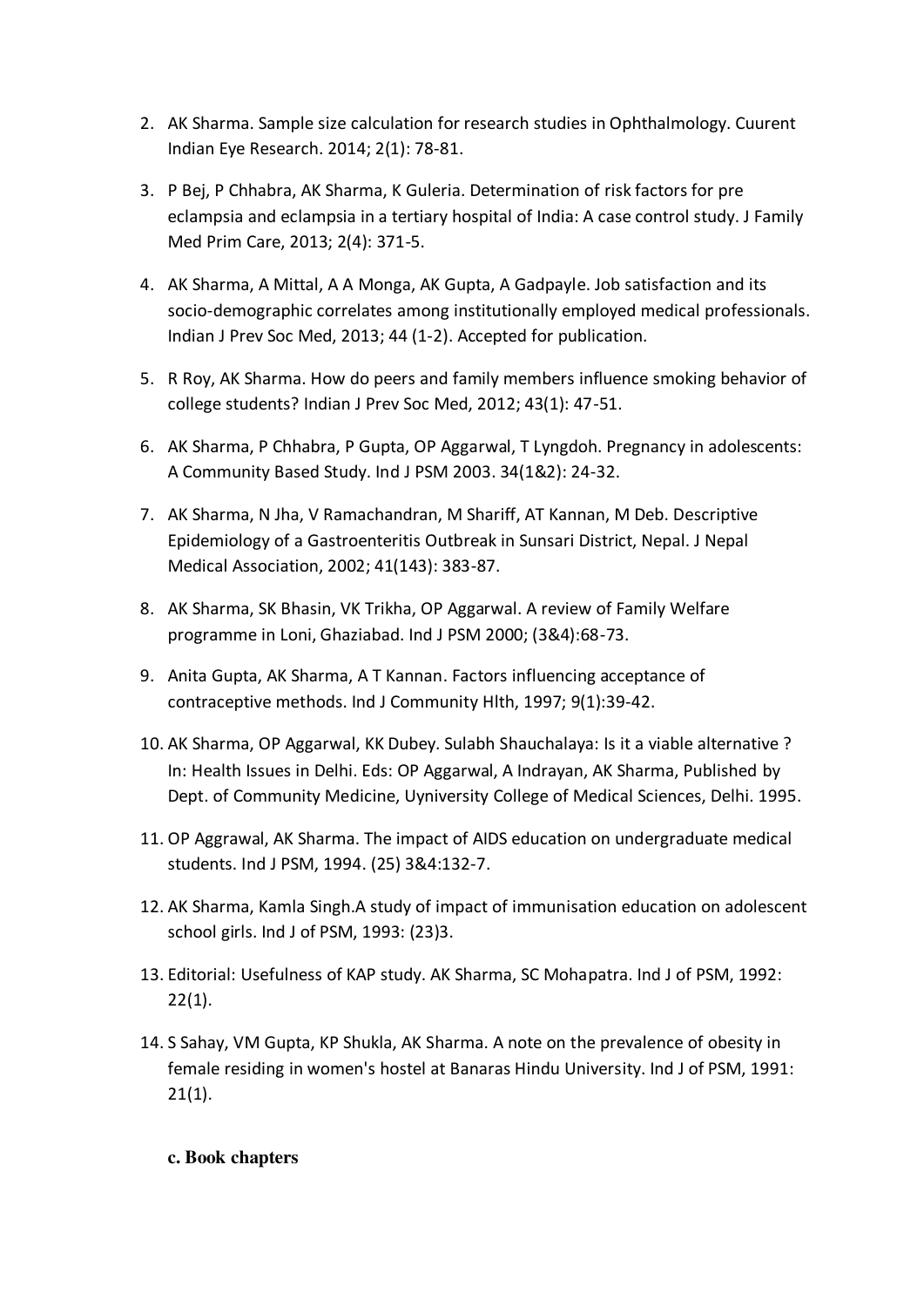2. AK Sharma. Sample size calculation for research studies in Ophthalmology. Cuurent Indian Eye Research. 2014; 2(1): 78-81.

3. P Bej, P Chhabra, AK Sharma, K Guleria. Determination of risk factors for pre eclampsia and eclampsia in a tertiary hospital of India: A case control study. J Family Med Prim Care, 2013; 2(4): 371-5.

4. AK Sharma, A Mittal, A A Monga, AK Gupta, A Gadpayle. Job satisfaction and its socio-demographic correlates among institutionally employed medical professionals. Indian J Prev Soc Med, 2013; 44 (1-2). Accepted for publication.

5. R Roy, AK Sharma. How do peers and family members influence smoking behavior of college students? Indian J Prev Soc Med, 2012; 43(1): 47-51.

6. AK Sharma, P Chhabra, P Gupta, OP Aggarwal, T Lyngdoh. Pregnancy in adolescents: A Community Based Study. Ind J PSM 2003. 34(1&2): 24-32.

7. AK Sharma, N Jha, V Ramachandran, M Shariff, AT Kannan, M Deb. Descriptive Epidemiology of a Gastroenteritis Outbreak in Sunsari District, Nepal. J Nepal Medical Association, 2002; 41(143): 383-87.

8. AK Sharma, SK Bhasin, VK Trikha, OP Aggarwal. A review of Family Welfare programme in Loni, Ghaziabad. Ind J PSM 2000; (3&4):68-73.

9. Anita Gupta, AK Sharma, A T Kannan. Factors influencing acceptance of contraceptive methods. Ind J Community Hlth, 1997; 9(1):39-42.

10. AK Sharma, OP Aggarwal, KK Dubey. Sulabh Shauchalaya: Is it a viable alternative ? In: Health Issues in Delhi. Eds: OP Aggarwal, A Indrayan, AK Sharma, Published by Dept. of Community Medicine, Uyniversity College of Medical Sciences, Delhi. 1995.

11. OP Aggrawal, AK Sharma. The impact of AIDS education on undergraduate medical students. Ind J PSM, 1994. (25) 3&4:132-7.

12. AK Sharma, Kamla Singh.A study of impact of immunisation education on adolescent school girls. Ind J of PSM, 1993: (23)3.

13. Editorial: Usefulness of KAP study. AK Sharma, SC Mohapatra. Ind J of PSM, 1992: 22(1).

14. S Sahay, VM Gupta, KP Shukla, AK Sharma. A note on the prevalence of obesity in female residing in women's hostel at Banaras Hindu University. Ind J of PSM, 1991: 21(1).

**c. Book chapters**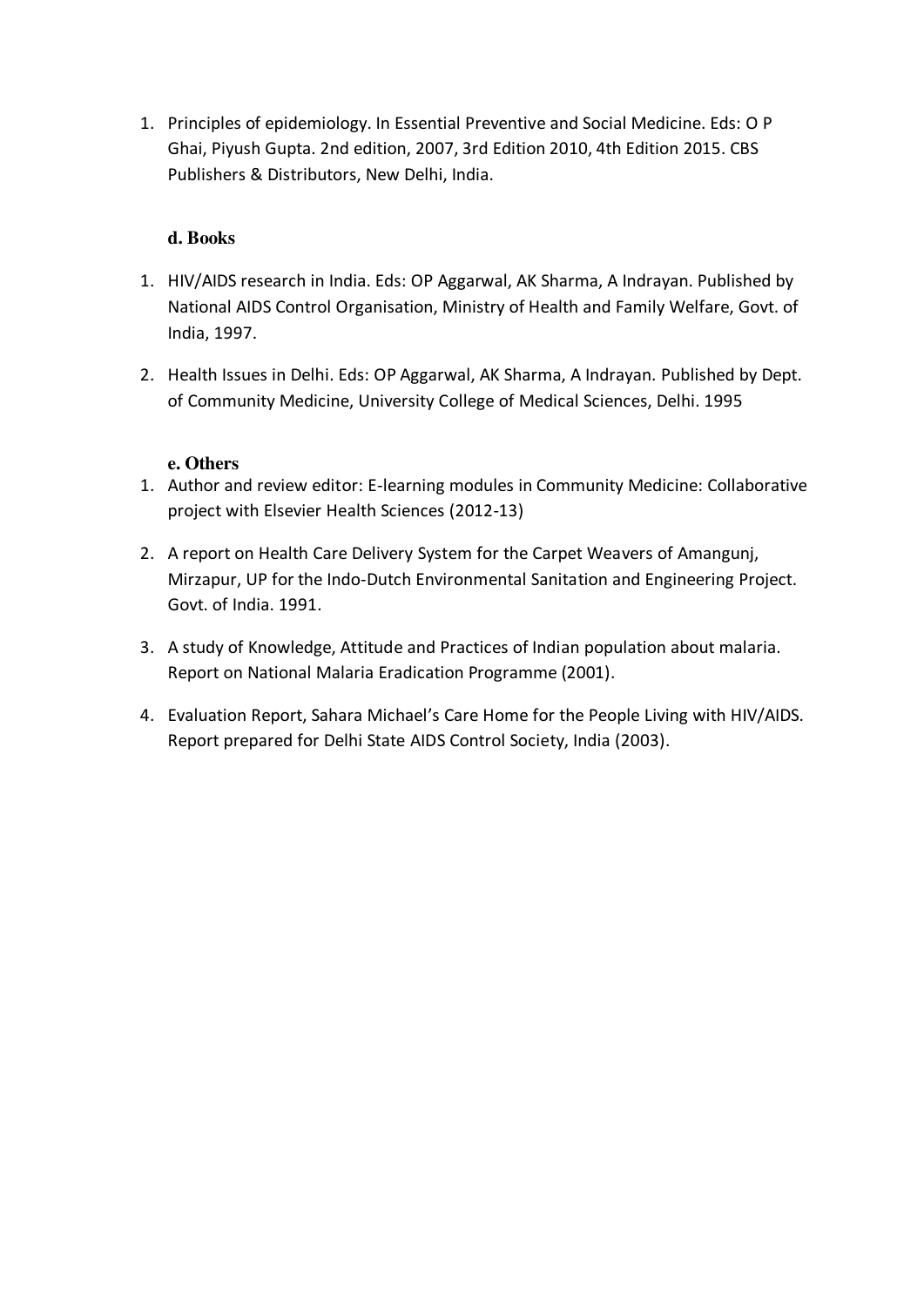1. Principles of epidemiology. In Essential Preventive and Social Medicine. Eds: O P Ghai, Piyush Gupta. 2nd edition, 2007, 3rd Edition 2010, 4th Edition 2015. CBS Publishers & Distributors, New Delhi, India.

### d. Books

1. HIV/AIDS research in India. Eds: OP Aggarwal, AK Sharma, A Indrayan. Published by National AIDS Control Organisation, Ministry of Health and Family Welfare, Govt. of India, 1997.

2. Health Issues in Delhi. Eds: OP Aggarwal, AK Sharma, A Indrayan. Published by Dept. of Community Medicine, University College of Medical Sciences, Delhi. 1995

### e. Others

1. Author and review editor: E-learning modules in Community Medicine: Collaborative project with Elsevier Health Sciences (2012-13)

2. A report on Health Care Delivery System for the Carpet Weavers of Amangunj, Mirzapur, UP for the Indo-Dutch Environmental Sanitation and Engineering Project. Govt. of India. 1991.

3. A study of Knowledge, Attitude and Practices of Indian population about malaria. Report on National Malaria Eradication Programme (2001).

4. Evaluation Report, Sahara Michael's Care Home for the People Living with HIV/AIDS. Report prepared for Delhi State AIDS Control Society, India (2003).